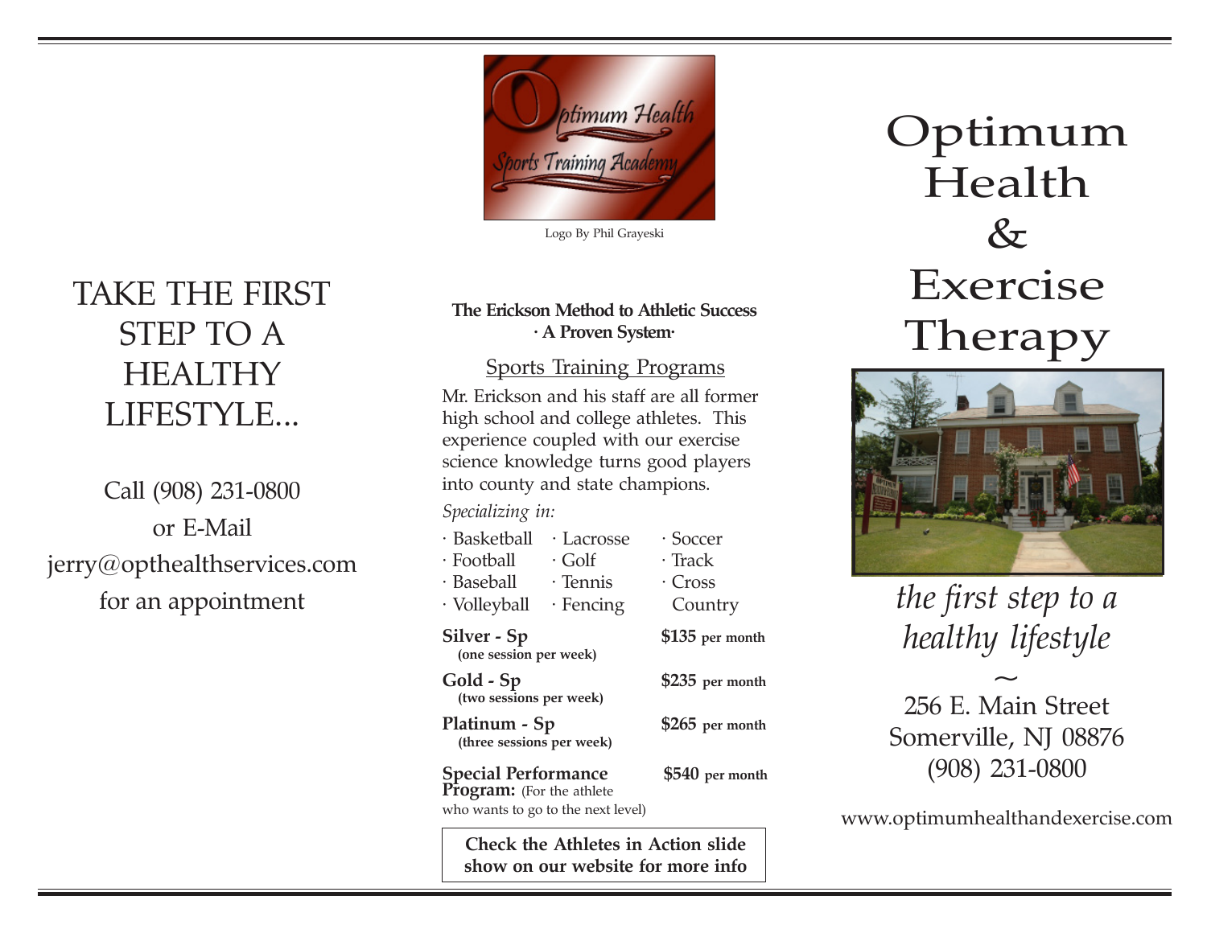TAKE THE FIRST STEP TO A HEALTHY LIFESTYLE...

Call (908) 231-0800
or E-Mail
jerry@opthealthservices.com
for an appointment

Logo By Phil Grayeski

**The Erickson Method to Athletic Success**
**· A Proven System·**

## Sports Training Programs

Mr. Erickson and his staff are all former high school and college athletes. This experience coupled with our exercise science knowledge turns good players into county and state champions.

*Specializing in:*

- Basketball
- Football
- Baseball
- Volleyball
- Lacrosse
- Golf
- Tennis
- Fencing
- Soccer
- Track
- Cross Country

| Program | Price |
|---|---|
| **Silver - Sp** (one session per week) | **$135** per month |
| **Gold - Sp** (two sessions per week) | **$235** per month |
| **Platinum - Sp** (three sessions per week) | **$265** per month |
| **Special Performance Program:** (For the athlete who wants to go to the next level) | **$540** per month |

**Check the Athletes in Action slide show on our website for more info**

# Optimum Health & Exercise Therapy

*the first step to a healthy lifestyle*

~

256 E. Main Street
Somerville, NJ 08876
(908) 231-0800

www.optimumhealthandexercise.com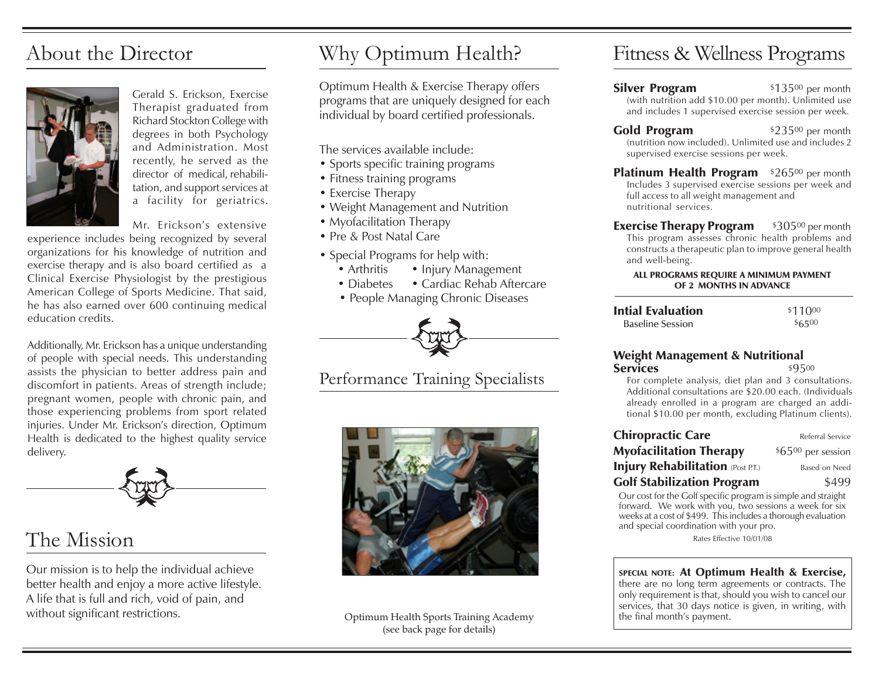## About the Director

Gerald S. Erickson, Exercise Therapist graduated from Richard Stockton College with degrees in both Psychology and Administration. Most recently, he served as the director of medical, rehabilitation, and support services at a facility for geriatrics.

Mr. Erickson's extensive experience includes being recognized by several organizations for his knowledge of nutrition and exercise therapy and is also board certified as a Clinical Exercise Physiologist by the prestigious American College of Sports Medicine. That said, he has also earned over 600 continuing medical education credits.

Additionally, Mr. Erickson has a unique understanding of people with special needs. This understanding assists the physician to better address pain and discomfort in patients. Areas of strength include; pregnant women, people with chronic pain, and those experiencing problems from sport related injuries. Under Mr. Erickson's direction, Optimum Health is dedicated to the highest quality service delivery.

## The Mission

Our mission is to help the individual achieve better health and enjoy a more active lifestyle. A life that is full and rich, void of pain, and without significant restrictions.

## Why Optimum Health?

Optimum Health & Exercise Therapy offers programs that are uniquely designed for each individual by board certified professionals.

The services available include:

- Sports specific training programs
- Fitness training programs
- Exercise Therapy
- Weight Management and Nutrition
- Myofacilitation Therapy
- Pre & Post Natal Care
- Special Programs for help with:
  - Arthritis
  - Injury Management
  - Diabetes
  - Cardiac Rehab Aftercare
  - People Managing Chronic Diseases

## Performance Training Specialists

Optimum Health Sports Training Academy
(see back page for details)

## Fitness & Wellness Programs

**Silver Program** — $135.00 per month
(with nutrition add $10.00 per month). Unlimited use and includes 1 supervised exercise session per week.

**Gold Program** — $235.00 per month
(nutrition now included). Unlimited use and includes 2 supervised exercise sessions per week.

**Platinum Health Program** — $265.00 per month
Includes 3 supervised exercise sessions per week and full access to all weight management and nutritional services.

**Exercise Therapy Program** — $305.00 per month
This program assesses chronic health problems and constructs a therapeutic plan to improve general health and well-being.

**ALL PROGRAMS REQUIRE A MINIMUM PAYMENT OF 2 MONTHS IN ADVANCE**

**Intial Evaluation** — $110.00
Baseline Session — $65.00

**Weight Management & Nutritional Services** — $95.00
For complete analysis, diet plan and 3 consultations. Additional consultations are $20.00 each. (Individuals already enrolled in a program are charged an additional $10.00 per month, excluding Platinum clients).

**Chiropractic Care** — Referral Service
**Myofacilitation Therapy** — $65.00 per session
**Injury Rehabilitation** (Post P.T.) — Based on Need
**Golf Stabilization Program** — $499

Our cost for the Golf specific program is simple and straight forward. We work with you, two sessions a week for six weeks at a cost of $499. This includes a thorough evaluation and special coordination with your pro.

Rates Effective 10/01/08

**SPECIAL NOTE: At Optimum Health & Exercise,** there are no long term agreements or contracts. The only requirement is that, should you wish to cancel our services, that 30 days notice is given, in writing, with the final month's payment.